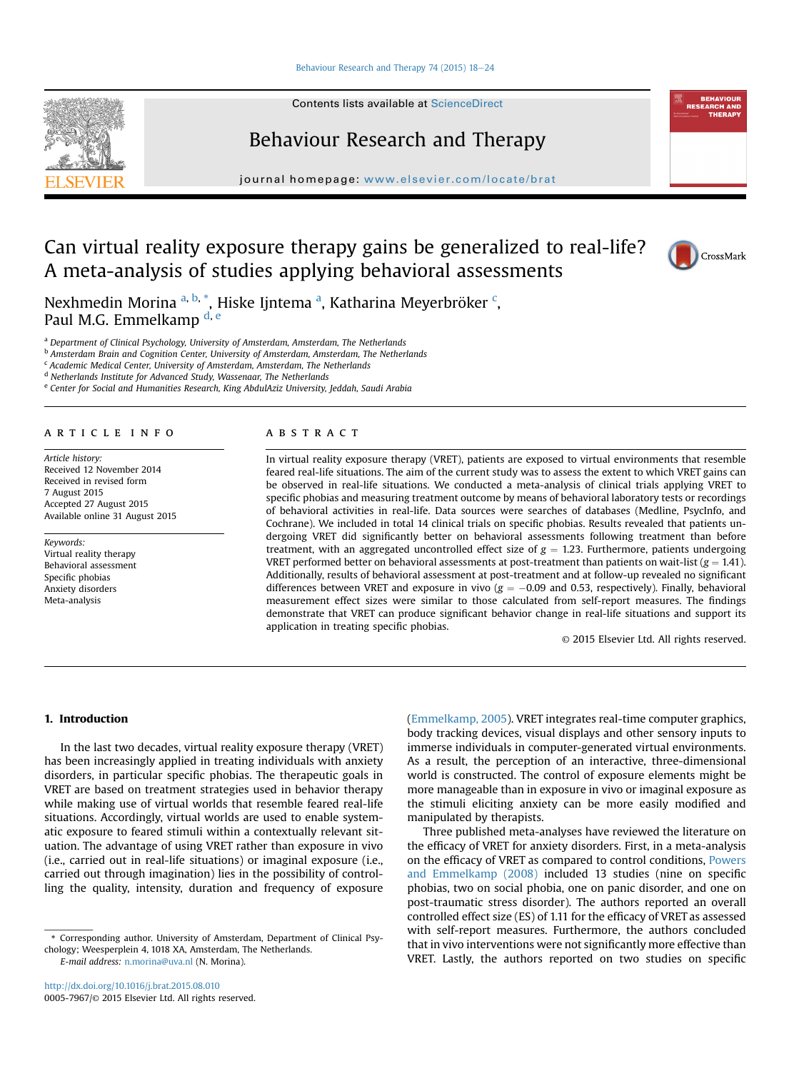# Can virtual reality exposure therapy gains be generalized to real-life? A meta-analysis of studies applying behavioral assessments

Nexhmedin Morina [a, b, *], Hiske Ijntema [a], Katharina Meyerbröker [c], Paul M.G. Emmelkamp [d, e]

[a] Department of Clinical Psychology, University of Amsterdam, Amsterdam, The Netherlands
[b] Amsterdam Brain and Cognition Center, University of Amsterdam, Amsterdam, The Netherlands
[c] Academic Medical Center, University of Amsterdam, Amsterdam, The Netherlands
[d] Netherlands Institute for Advanced Study, Wassenaar, The Netherlands
[e] Center for Social and Humanities Research, King AbdulAziz University, Jeddah, Saudi Arabia

## ARTICLE INFO

*Article history:*
Received 12 November 2014
Received in revised form
7 August 2015
Accepted 27 August 2015
Available online 31 August 2015

*Keywords:*
Virtual reality therapy
Behavioral assessment
Specific phobias
Anxiety disorders
Meta-analysis

## ABSTRACT

In virtual reality exposure therapy (VRET), patients are exposed to virtual environments that resemble feared real-life situations. The aim of the current study was to assess the extent to which VRET gains can be observed in real-life situations. We conducted a meta-analysis of clinical trials applying VRET to specific phobias and measuring treatment outcome by means of behavioral laboratory tests or recordings of behavioral activities in real-life. Data sources were searches of databases (Medline, PsycInfo, and Cochrane). We included in total 14 clinical trials on specific phobias. Results revealed that patients undergoing VRET did significantly better on behavioral assessments following treatment than before treatment, with an aggregated uncontrolled effect size of $g = 1.23$. Furthermore, patients undergoing VRET performed better on behavioral assessments at post-treatment than patients on wait-list ($g = 1.41$). Additionally, results of behavioral assessment at post-treatment and at follow-up revealed no significant differences between VRET and exposure in vivo ($g = -0.09$ and 0.53, respectively). Finally, behavioral measurement effect sizes were similar to those calculated from self-report measures. The findings demonstrate that VRET can produce significant behavior change in real-life situations and support its application in treating specific phobias.

© 2015 Elsevier Ltd. All rights reserved.

## 1. Introduction

In the last two decades, virtual reality exposure therapy (VRET) has been increasingly applied in treating individuals with anxiety disorders, in particular specific phobias. The therapeutic goals in VRET are based on treatment strategies used in behavior therapy while making use of virtual worlds that resemble feared real-life situations. Accordingly, virtual worlds are used to enable systematic exposure to feared stimuli within a contextually relevant situation. The advantage of using VRET rather than exposure in vivo (i.e., carried out in real-life situations) or imaginal exposure (i.e., carried out through imagination) lies in the possibility of controlling the quality, intensity, duration and frequency of exposure (Emmelkamp, 2005). VRET integrates real-time computer graphics, body tracking devices, visual displays and other sensory inputs to immerse individuals in computer-generated virtual environments. As a result, the perception of an interactive, three-dimensional world is constructed. The control of exposure elements might be more manageable than in exposure in vivo or imaginal exposure as the stimuli eliciting anxiety can be more easily modified and manipulated by therapists.

Three published meta-analyses have reviewed the literature on the efficacy of VRET for anxiety disorders. First, in a meta-analysis on the efficacy of VRET as compared to control conditions, Powers and Emmelkamp (2008) included 13 studies (nine on specific phobias, two on social phobia, one on panic disorder, and one on post-traumatic stress disorder). The authors reported an overall controlled effect size (ES) of 1.11 for the efficacy of VRET as assessed with self-report measures. Furthermore, the authors concluded that in vivo interventions were not significantly more effective than VRET. Lastly, the authors reported on two studies on specific

\* Corresponding author. University of Amsterdam, Department of Clinical Psychology; Weesperplein 4, 1018 XA, Amsterdam, The Netherlands.
E-mail address: n.morina@uva.nl (N. Morina).

http://dx.doi.org/10.1016/j.brat.2015.08.010
0005-7967/© 2015 Elsevier Ltd. All rights reserved.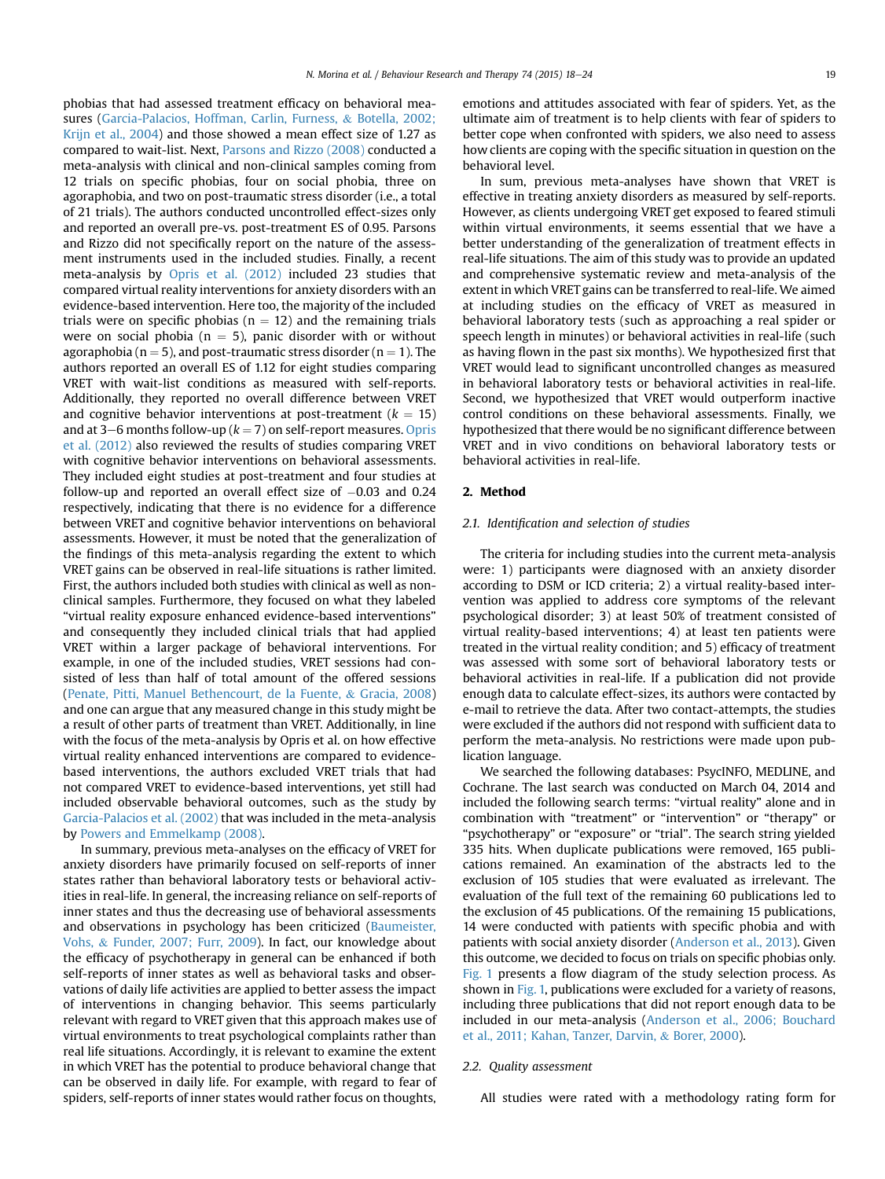phobias that had assessed treatment efficacy on behavioral measures (Garcia-Palacios, Hoffman, Carlin, Furness, & Botella, 2002; Krijn et al., 2004) and those showed a mean effect size of 1.27 as compared to wait-list. Next, Parsons and Rizzo (2008) conducted a meta-analysis with clinical and non-clinical samples coming from 12 trials on specific phobias, four on social phobia, three on agoraphobia, and two on post-traumatic stress disorder (i.e., a total of 21 trials). The authors conducted uncontrolled effect-sizes only and reported an overall pre-vs. post-treatment ES of 0.95. Parsons and Rizzo did not specifically report on the nature of the assessment instruments used in the included studies. Finally, a recent meta-analysis by Opris et al. (2012) included 23 studies that compared virtual reality interventions for anxiety disorders with an evidence-based intervention. Here too, the majority of the included trials were on specific phobias ($n = 12$) and the remaining trials were on social phobia ($n = 5$), panic disorder with or without agoraphobia ($n = 5$), and post-traumatic stress disorder ($n = 1$). The authors reported an overall ES of 1.12 for eight studies comparing VRET with wait-list conditions as measured with self-reports. Additionally, they reported no overall difference between VRET and cognitive behavior interventions at post-treatment ($k = 15$) and at 3–6 months follow-up ($k = 7$) on self-report measures. Opris et al. (2012) also reviewed the results of studies comparing VRET with cognitive behavior interventions on behavioral assessments. They included eight studies at post-treatment and four studies at follow-up and reported an overall effect size of −0.03 and 0.24 respectively, indicating that there is no evidence for a difference between VRET and cognitive behavior interventions on behavioral assessments. However, it must be noted that the generalization of the findings of this meta-analysis regarding the extent to which VRET gains can be observed in real-life situations is rather limited. First, the authors included both studies with clinical as well as non-clinical samples. Furthermore, they focused on what they labeled "virtual reality exposure enhanced evidence-based interventions" and consequently they included clinical trials that had applied VRET within a larger package of behavioral interventions. For example, in one of the included studies, VRET sessions had consisted of less than half of total amount of the offered sessions (Penate, Pitti, Manuel Bethencourt, de la Fuente, & Gracia, 2008) and one can argue that any measured change in this study might be a result of other parts of treatment than VRET. Additionally, in line with the focus of the meta-analysis by Opris et al. on how effective virtual reality enhanced interventions are compared to evidence-based interventions, the authors excluded VRET trials that had not compared VRET to evidence-based interventions, yet still had included observable behavioral outcomes, such as the study by Garcia-Palacios et al. (2002) that was included in the meta-analysis by Powers and Emmelkamp (2008).

In summary, previous meta-analyses on the efficacy of VRET for anxiety disorders have primarily focused on self-reports of inner states rather than behavioral laboratory tests or behavioral activities in real-life. In general, the increasing reliance on self-reports of inner states and thus the decreasing use of behavioral assessments and observations in psychology has been criticized (Baumeister, Vohs, & Funder, 2007; Furr, 2009). In fact, our knowledge about the efficacy of psychotherapy in general can be enhanced if both self-reports of inner states as well as behavioral tasks and observations of daily life activities are applied to better assess the impact of interventions in changing behavior. This seems particularly relevant with regard to VRET given that this approach makes use of virtual environments to treat psychological complaints rather than real life situations. Accordingly, it is relevant to examine the extent in which VRET has the potential to produce behavioral change that can be observed in daily life. For example, with regard to fear of spiders, self-reports of inner states would rather focus on thoughts, emotions and attitudes associated with fear of spiders. Yet, as the ultimate aim of treatment is to help clients with fear of spiders to better cope when confronted with spiders, we also need to assess how clients are coping with the specific situation in question on the behavioral level.

In sum, previous meta-analyses have shown that VRET is effective in treating anxiety disorders as measured by self-reports. However, as clients undergoing VRET get exposed to feared stimuli within virtual environments, it seems essential that we have a better understanding of the generalization of treatment effects in real-life situations. The aim of this study was to provide an updated and comprehensive systematic review and meta-analysis of the extent in which VRET gains can be transferred to real-life. We aimed at including studies on the efficacy of VRET as measured in behavioral laboratory tests (such as approaching a real spider or speech length in minutes) or behavioral activities in real-life (such as having flown in the past six months). We hypothesized first that VRET would lead to significant uncontrolled changes as measured in behavioral laboratory tests or behavioral activities in real-life. Second, we hypothesized that VRET would outperform inactive control conditions on these behavioral assessments. Finally, we hypothesized that there would be no significant difference between VRET and in vivo conditions on behavioral laboratory tests or behavioral activities in real-life.

## 2. Method

### 2.1. Identification and selection of studies

The criteria for including studies into the current meta-analysis were: 1) participants were diagnosed with an anxiety disorder according to DSM or ICD criteria; 2) a virtual reality-based intervention was applied to address core symptoms of the relevant psychological disorder; 3) at least 50% of treatment consisted of virtual reality-based interventions; 4) at least ten patients were treated in the virtual reality condition; and 5) efficacy of treatment was assessed with some sort of behavioral laboratory tests or behavioral activities in real-life. If a publication did not provide enough data to calculate effect-sizes, its authors were contacted by e-mail to retrieve the data. After two contact-attempts, the studies were excluded if the authors did not respond with sufficient data to perform the meta-analysis. No restrictions were made upon publication language.

We searched the following databases: PsycINFO, MEDLINE, and Cochrane. The last search was conducted on March 04, 2014 and included the following search terms: "virtual reality" alone and in combination with "treatment" or "intervention" or "therapy" or "psychotherapy" or "exposure" or "trial". The search string yielded 335 hits. When duplicate publications were removed, 165 publications remained. An examination of the abstracts led to the exclusion of 105 studies that were evaluated as irrelevant. The evaluation of the full text of the remaining 60 publications led to the exclusion of 45 publications. Of the remaining 15 publications, 14 were conducted with patients with specific phobia and with patients with social anxiety disorder (Anderson et al., 2013). Given this outcome, we decided to focus on trials on specific phobias only. Fig. 1 presents a flow diagram of the study selection process. As shown in Fig. 1, publications were excluded for a variety of reasons, including three publications that did not report enough data to be included in our meta-analysis (Anderson et al., 2006; Bouchard et al., 2011; Kahan, Tanzer, Darvin, & Borer, 2000).

### 2.2. Quality assessment

All studies were rated with a methodology rating form for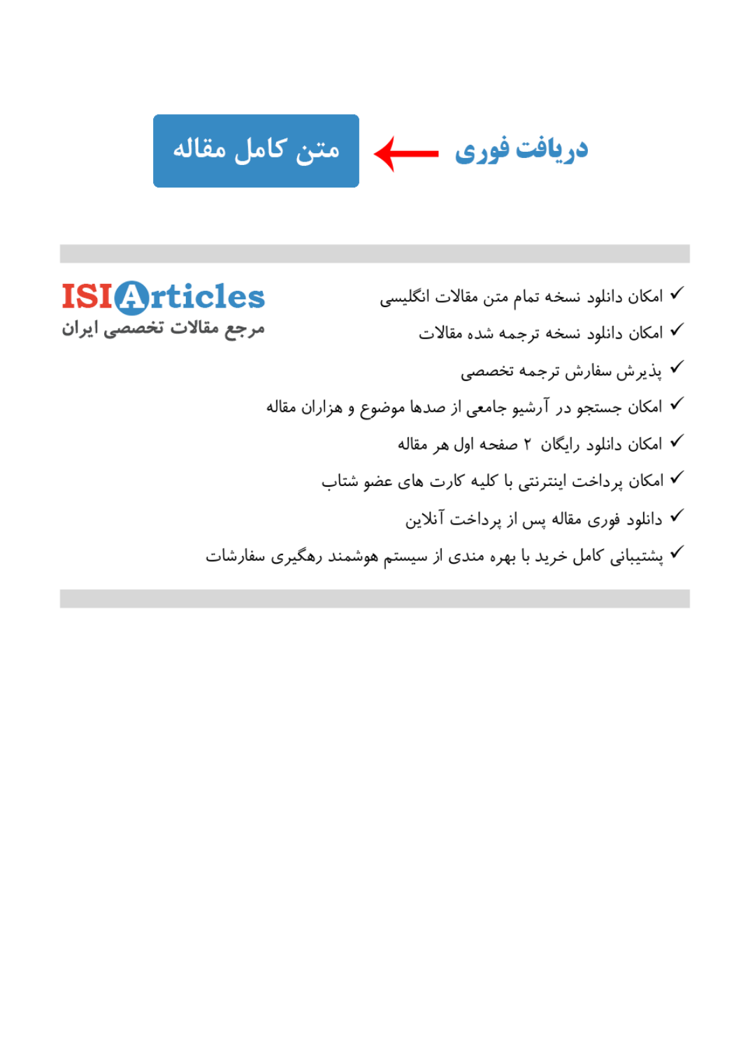دریافت فوری ← متن کامل مقاله

**ISIArticles**

مرجع مقالات تخصصی ایران

- ✓ امکان دانلود نسخه تمام متن مقالات انگلیسی
- ✓ امکان دانلود نسخه ترجمه شده مقالات
- ✓ پذیرش سفارش ترجمه تخصصی
- ✓ امکان جستجو در آرشیو جامعی از صدها موضوع و هزاران مقاله
- ✓ امکان دانلود رایگان ۲ صفحه اول هر مقاله
- ✓ امکان پرداخت اینترنتی با کلیه کارت های عضو شتاب
- ✓ دانلود فوری مقاله پس از پرداخت آنلاین
- ✓ پشتیبانی کامل خرید با بهره مندی از سیستم هوشمند رهگیری سفارشات